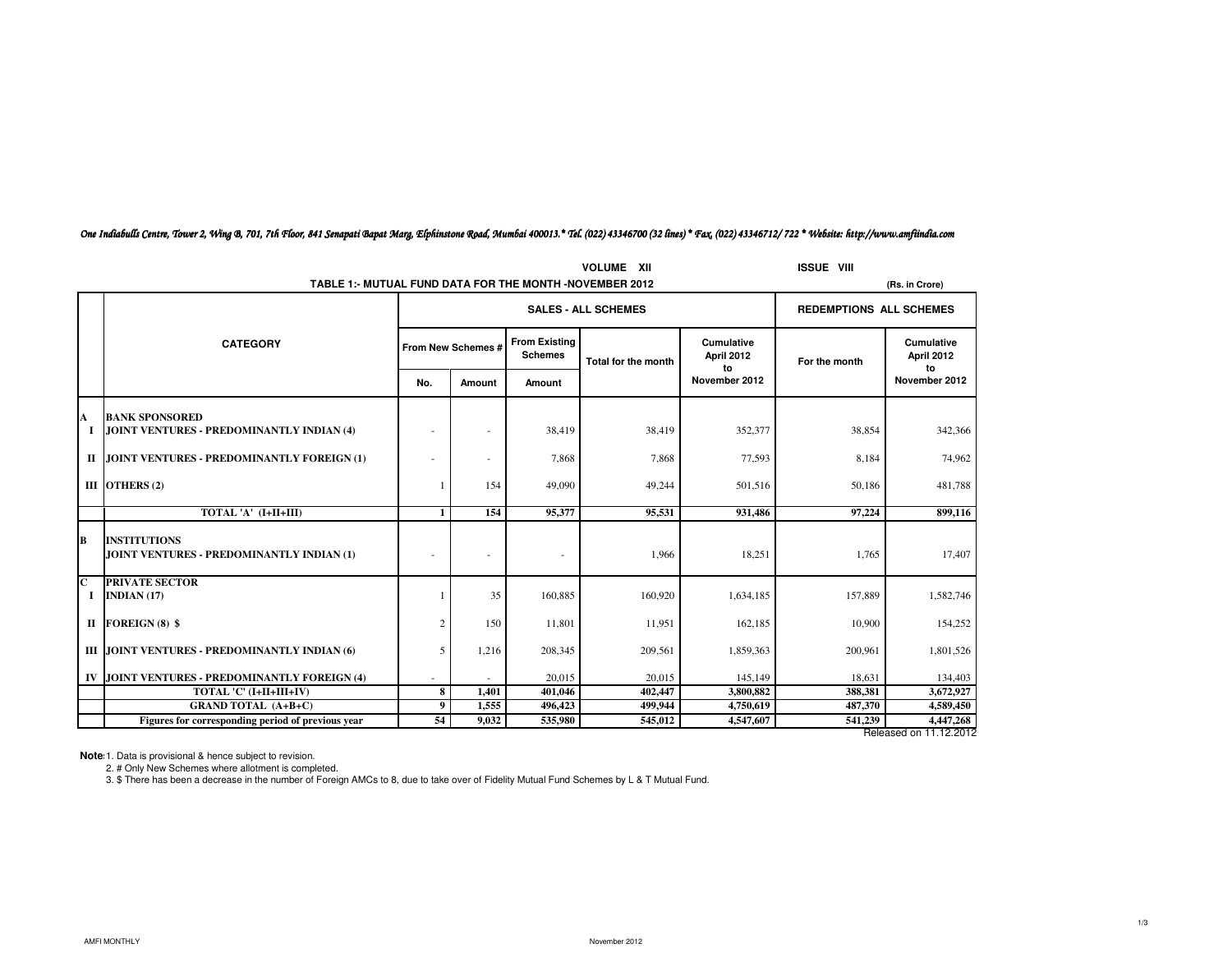*One Indiabulls Centre, Tower 2, Wing B, 701, 7th Floor, 841 Senapati Bapat Marg, Elphinstone Road, Mumbai 400013.* Tel. (022) 43346700 (32 lines) * Fax. (022) 43346712/ 722 * Website: http://www.amfiindia.com*

VOLUME XII ISSUE VIII

**TABLE 1:- MUTUAL FUND DATA FOR THE MONTH -NOVEMBER 2012**

(Rs. in Crore)

| | CATEGORY | SALES - ALL SCHEMES | | | | | REDEMPTIONS ALL SCHEMES | |
|---|---|---|---|---|---|---|---|---|
| | | From New Schemes # | | From Existing Schemes | Total for the month | Cumulative April 2012 to November 2012 | For the month | Cumulative April 2012 to November 2012 |
| | | No. | Amount | Amount | | | | |
| A | **BANK SPONSORED** | | | | | | | |
| I | **JOINT VENTURES - PREDOMINANTLY INDIAN (4)** | - | - | 38,419 | 38,419 | 352,377 | 38,854 | 342,366 |
| II | **JOINT VENTURES - PREDOMINANTLY FOREIGN (1)** | - | - | 7,868 | 7,868 | 77,593 | 8,184 | 74,962 |
| III | **OTHERS (2)** | 1 | 154 | 49,090 | 49,244 | 501,516 | 50,186 | 481,788 |
| | **TOTAL 'A' (I+II+III)** | **1** | **154** | **95,377** | **95,531** | **931,486** | **97,224** | **899,116** |
| B | **INSTITUTIONS** | | | | | | | |
| | **JOINT VENTURES - PREDOMINANTLY INDIAN (1)** | - | - | - | 1,966 | 18,251 | 1,765 | 17,407 |
| C | **PRIVATE SECTOR** | | | | | | | |
| I | **INDIAN (17)** | 1 | 35 | 160,885 | 160,920 | 1,634,185 | 157,889 | 1,582,746 |
| II | **FOREIGN (8) $** | 2 | 150 | 11,801 | 11,951 | 162,185 | 10,900 | 154,252 |
| III | **JOINT VENTURES - PREDOMINANTLY INDIAN (6)** | 5 | 1,216 | 208,345 | 209,561 | 1,859,363 | 200,961 | 1,801,526 |
| IV | **JOINT VENTURES - PREDOMINANTLY FOREIGN (4)** | - | - | 20,015 | 20,015 | 145,149 | 18,631 | 134,403 |
| | **TOTAL 'C' (I+II+III+IV)** | **8** | **1,401** | **401,046** | **402,447** | **3,800,882** | **388,381** | **3,672,927** |
| | **GRAND TOTAL (A+B+C)** | **9** | **1,555** | **496,423** | **499,944** | **4,750,619** | **487,370** | **4,589,450** |
| | **Figures for corresponding period of previous year** | **54** | **9,032** | **535,980** | **545,012** | **4,547,607** | **541,239** | **4,447,268** |

Released on 11.12.2012

**Note**: 1. Data is provisional & hence subject to revision.

2. # Only New Schemes where allotment is completed.

3. $ There has been a decrease in the number of Foreign AMCs to 8, due to take over of Fidelity Mutual Fund Schemes by L & T Mutual Fund.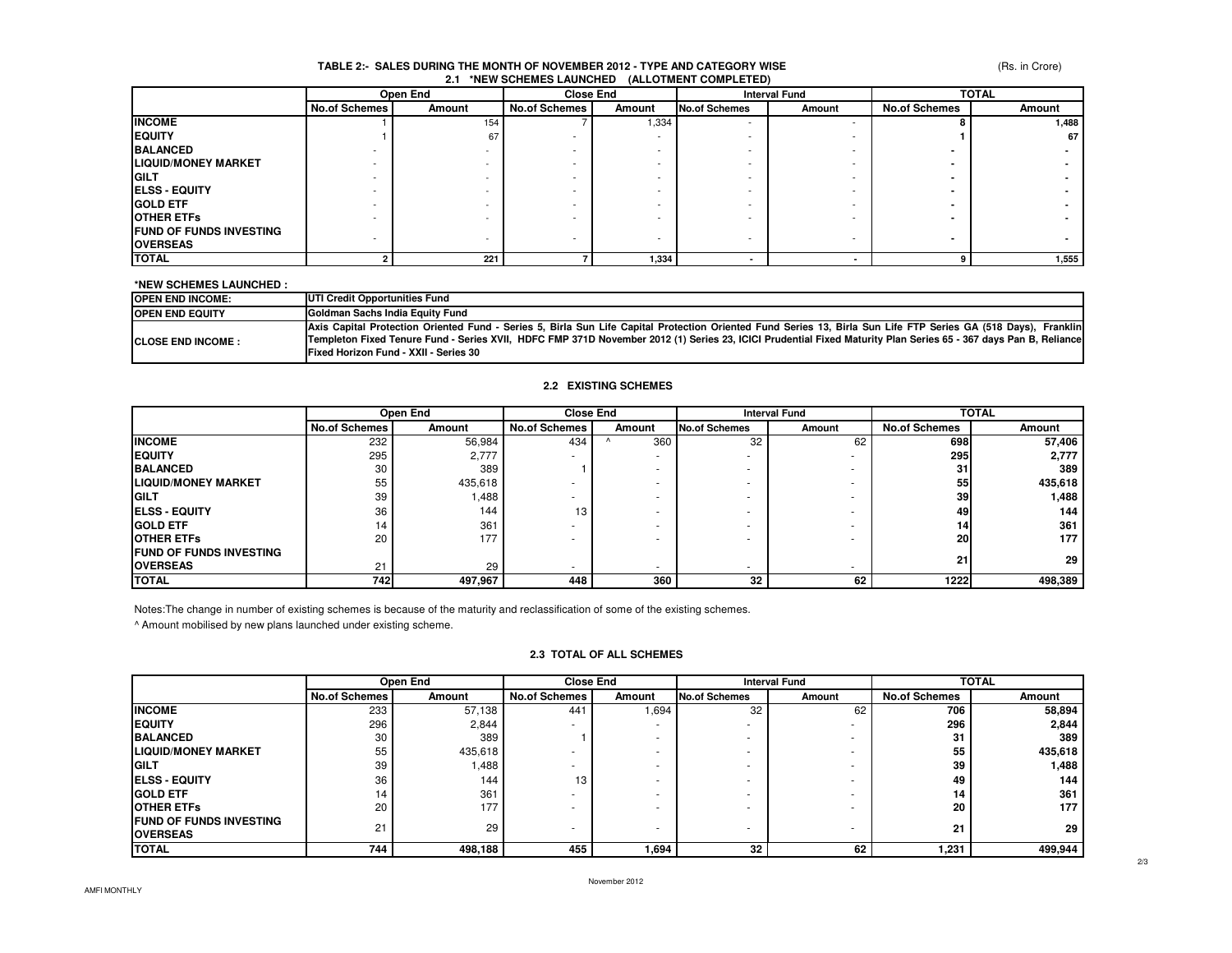### TABLE 2:- SALES DURING THE MONTH OF NOVEMBER 2012 - TYPE AND CATEGORY WISE

(Rs. in Crore)

#### 2.1 *NEW SCHEMES LAUNCHED (ALLOTMENT COMPLETED)

| | Open End | | Close End | | Interval Fund | | TOTAL | |
|---|---|---|---|---|---|---|---|---|
| | No.of Schemes | Amount | No.of Schemes | Amount | No.of Schemes | Amount | No.of Schemes | Amount |
| **INCOME** | 1 | 154 | 7 | 1,334 | - | - | 8 | 1,488 |
| **EQUITY** | 1 | 67 | - | - | - | - | 1 | 67 |
| **BALANCED** | - | - | - | - | - | - | - | - |
| **LIQUID/MONEY MARKET** | - | - | - | - | - | - | - | - |
| **GILT** | - | - | - | - | - | - | - | - |
| **ELSS - EQUITY** | - | - | - | - | - | - | - | - |
| **GOLD ETF** | - | - | - | - | - | - | - | - |
| **OTHER ETFs** | - | - | - | - | - | - | - | - |
| **FUND OF FUNDS INVESTING OVERSEAS** | - | - | - | - | - | - | - | - |
| **TOTAL** | 2 | 221 | 7 | 1,334 | - | - | 9 | 1,555 |

**\*NEW SCHEMES LAUNCHED :**

| | |
|---|---|
| **OPEN END INCOME:** | UTI Credit Opportunities Fund |
| **OPEN END EQUITY** | Goldman Sachs India Equity Fund |
| **CLOSE END INCOME :** | Axis Capital Protection Oriented Fund - Series 5, Birla Sun Life Capital Protection Oriented Fund Series 13, Birla Sun Life FTP Series GA (518 Days), Franklin Templeton Fixed Tenure Fund - Series XVII, HDFC FMP 371D November 2012 (1) Series 23, ICICI Prudential Fixed Maturity Plan Series 65 - 367 days Pan B, Reliance Fixed Horizon Fund - XXII - Series 30 |

#### 2.2 EXISTING SCHEMES

| | Open End | | Close End | | Interval Fund | | TOTAL | |
|---|---|---|---|---|---|---|---|---|
| | No.of Schemes | Amount | No.of Schemes | Amount | No.of Schemes | Amount | No.of Schemes | Amount |
| **INCOME** | 232 | 56,984 | 434 | ^ 360 | 32 | 62 | 698 | 57,406 |
| **EQUITY** | 295 | 2,777 | - | - | - | - | 295 | 2,777 |
| **BALANCED** | 30 | 389 | 1 | - | - | - | 31 | 389 |
| **LIQUID/MONEY MARKET** | 55 | 435,618 | - | - | - | - | 55 | 435,618 |
| **GILT** | 39 | 1,488 | - | - | - | - | 39 | 1,488 |
| **ELSS - EQUITY** | 36 | 144 | 13 | - | - | - | 49 | 144 |
| **GOLD ETF** | 14 | 361 | - | - | - | - | 14 | 361 |
| **OTHER ETFs** | 20 | 177 | - | - | - | - | 20 | 177 |
| **FUND OF FUNDS INVESTING OVERSEAS** | 21 | 29 | - | - | - | - | 21 | 29 |
| **TOTAL** | 742 | 497,967 | 448 | 360 | 32 | 62 | 1222 | 498,389 |

Notes:The change in number of existing schemes is because of the maturity and reclassification of some of the existing schemes.

^ Amount mobilised by new plans launched under existing scheme.

#### 2.3 TOTAL OF ALL SCHEMES

| | Open End | | Close End | | Interval Fund | | TOTAL | |
|---|---|---|---|---|---|---|---|---|
| | No.of Schemes | Amount | No.of Schemes | Amount | No.of Schemes | Amount | No.of Schemes | Amount |
| **INCOME** | 233 | 57,138 | 441 | 1,694 | 32 | 62 | 706 | 58,894 |
| **EQUITY** | 296 | 2,844 | - | - | - | - | 296 | 2,844 |
| **BALANCED** | 30 | 389 | 1 | - | - | - | 31 | 389 |
| **LIQUID/MONEY MARKET** | 55 | 435,618 | - | - | - | - | 55 | 435,618 |
| **GILT** | 39 | 1,488 | - | - | - | - | 39 | 1,488 |
| **ELSS - EQUITY** | 36 | 144 | 13 | - | - | - | 49 | 144 |
| **GOLD ETF** | 14 | 361 | - | - | - | - | 14 | 361 |
| **OTHER ETFs** | 20 | 177 | - | - | - | - | 20 | 177 |
| **FUND OF FUNDS INVESTING OVERSEAS** | 21 | 29 | - | - | - | - | 21 | 29 |
| **TOTAL** | 744 | 498,188 | 455 | 1,694 | 32 | 62 | 1,231 | 499,944 |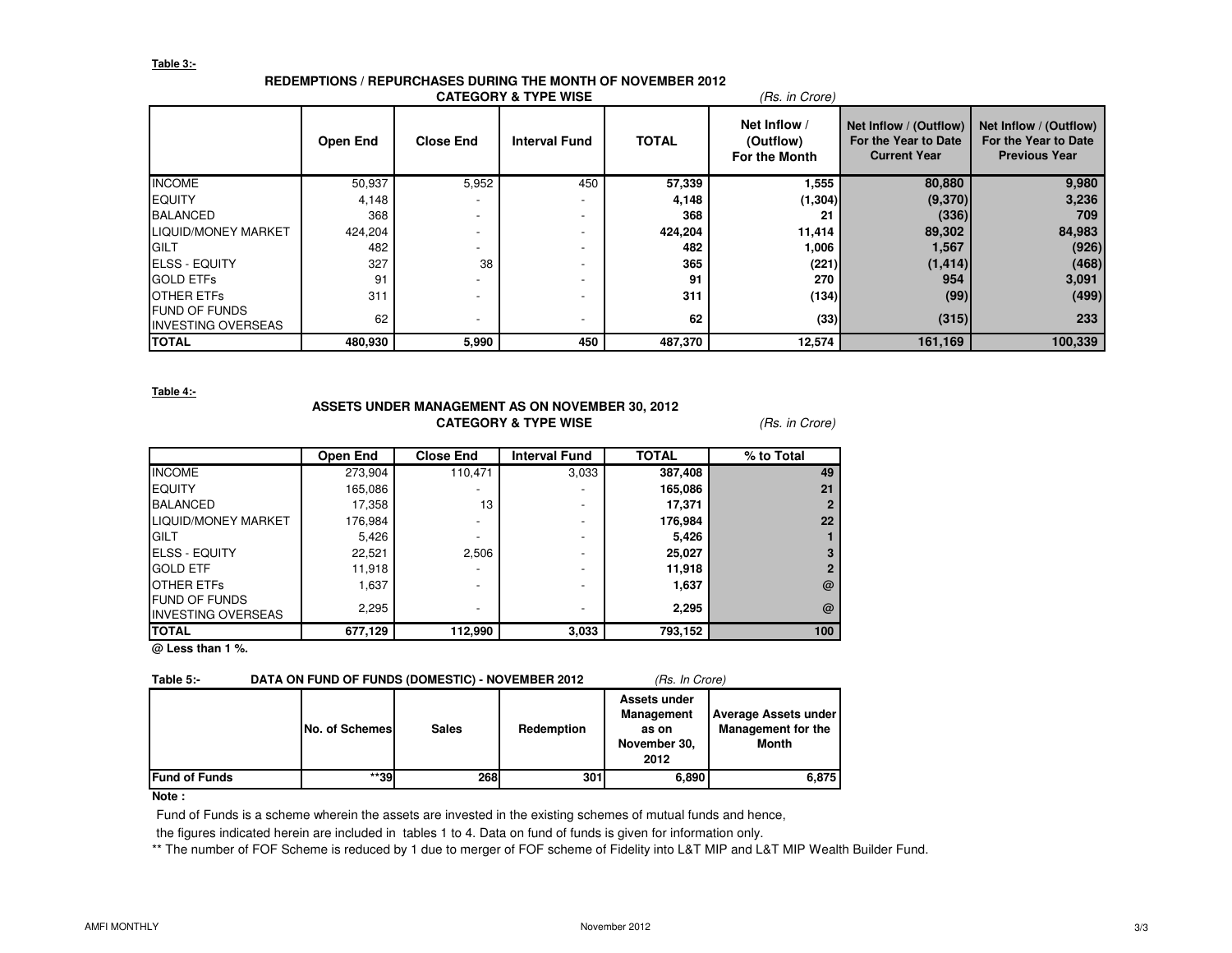**Table 3:-**

## REDEMPTIONS / REPURCHASES DURING THE MONTH OF NOVEMBER 2012

**CATEGORY & TYPE WISE** *(Rs. in Crore)*

| | Open End | Close End | Interval Fund | TOTAL | Net Inflow / (Outflow) For the Month | Net Inflow / (Outflow) For the Year to Date Current Year | Net Inflow / (Outflow) For the Year to Date Previous Year |
|---|---|---|---|---|---|---|---|
| INCOME | 50,937 | 5,952 | 450 | **57,339** | **1,555** | **80,880** | **9,980** |
| EQUITY | 4,148 | - | - | **4,148** | **(1,304)** | **(9,370)** | **3,236** |
| BALANCED | 368 | - | - | **368** | **21** | **(336)** | **709** |
| LIQUID/MONEY MARKET | 424,204 | - | - | **424,204** | **11,414** | **89,302** | **84,983** |
| GILT | 482 | - | - | **482** | **1,006** | **1,567** | **(926)** |
| ELSS - EQUITY | 327 | 38 | - | **365** | **(221)** | **(1,414)** | **(468)** |
| GOLD ETFs | 91 | - | - | **91** | **270** | **954** | **3,091** |
| OTHER ETFs | 311 | - | - | **311** | **(134)** | **(99)** | **(499)** |
| FUND OF FUNDS INVESTING OVERSEAS | 62 | - | - | **62** | **(33)** | **(315)** | **233** |
| **TOTAL** | **480,930** | **5,990** | **450** | **487,370** | **12,574** | **161,169** | **100,339** |

**Table 4:-**

## ASSETS UNDER MANAGEMENT AS ON NOVEMBER 30, 2012

**CATEGORY & TYPE WISE** *(Rs. in Crore)*

| | Open End | Close End | Interval Fund | TOTAL | % to Total |
|---|---|---|---|---|---|
| INCOME | 273,904 | 110,471 | 3,033 | **387,408** | **49** |
| EQUITY | 165,086 | - | - | **165,086** | **21** |
| BALANCED | 17,358 | 13 | - | **17,371** | **2** |
| LIQUID/MONEY MARKET | 176,984 | - | - | **176,984** | **22** |
| GILT | 5,426 | - | - | **5,426** | **1** |
| ELSS - EQUITY | 22,521 | 2,506 | - | **25,027** | **3** |
| GOLD ETF | 11,918 | - | - | **11,918** | **2** |
| OTHER ETFs | 1,637 | - | - | **1,637** | **@** |
| FUND OF FUNDS INVESTING OVERSEAS | 2,295 | - | - | **2,295** | **@** |
| **TOTAL** | **677,129** | **112,990** | **3,033** | **793,152** | **100** |

**@ Less than 1 %.**

**Table 5:- DATA ON FUND OF FUNDS (DOMESTIC) - NOVEMBER 2012** *(Rs. In Crore)*

| | No. of Schemes | Sales | Redemption | Assets under Management as on November 30, 2012 | Average Assets under Management for the Month |
|---|---|---|---|---|---|
| **Fund of Funds** | **\*\*39** | **268** | **301** | **6,890** | **6,875** |

**Note :**

Fund of Funds is a scheme wherein the assets are invested in the existing schemes of mutual funds and hence, the figures indicated herein are included in tables 1 to 4. Data on fund of funds is given for information only.

** The number of FOF Scheme is reduced by 1 due to merger of FOF scheme of Fidelity into L&T MIP and L&T MIP Wealth Builder Fund.